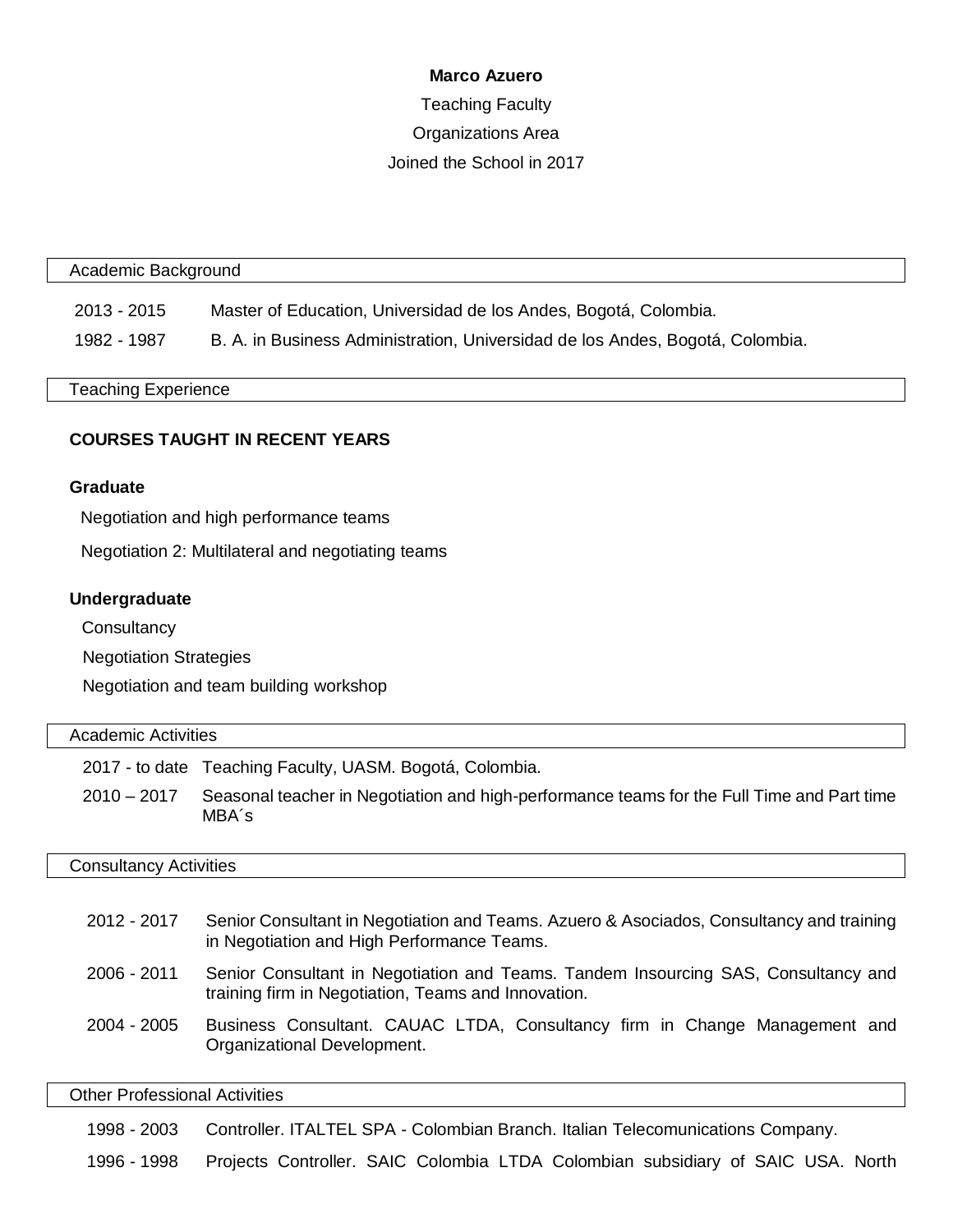**Marco Azuero**

Teaching Faculty

Organizations Area

Joined the School in 2017

## Academic Background

2013 - 2015 Master of Education, Universidad de los Andes, Bogotá, Colombia.

1982 - 1987 B. A. in Business Administration, Universidad de los Andes, Bogotá, Colombia.

## Teaching Experience

### COURSES TAUGHT IN RECENT YEARS

**Graduate**

Negotiation and high performance teams

Negotiation 2: Multilateral and negotiating teams

**Undergraduate**

Consultancy

Negotiation Strategies

Negotiation and team building workshop

## Academic Activities

2017 - to date Teaching Faculty, UASM. Bogotá, Colombia.

2010 – 2017 Seasonal teacher in Negotiation and high-performance teams for the Full Time and Part time MBA´s

## Consultancy Activities

2012 - 2017 Senior Consultant in Negotiation and Teams. Azuero & Asociados, Consultancy and training in Negotiation and High Performance Teams.

2006 - 2011 Senior Consultant in Negotiation and Teams. Tandem Insourcing SAS, Consultancy and training firm in Negotiation, Teams and Innovation.

2004 - 2005 Business Consultant. CAUAC LTDA, Consultancy firm in Change Management and Organizational Development.

## Other Professional Activities

1998 - 2003 Controller. ITALTEL SPA - Colombian Branch. Italian Telecomunications Company.

1996 - 1998 Projects Controller. SAIC Colombia LTDA Colombian subsidiary of SAIC USA. North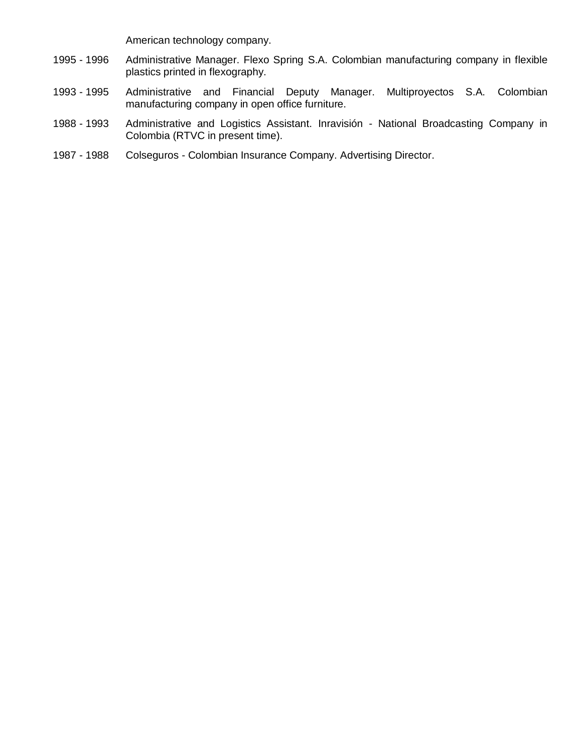American technology company.

1995 - 1996 Administrative Manager. Flexo Spring S.A. Colombian manufacturing company in flexible plastics printed in flexography.

1993 - 1995 Administrative and Financial Deputy Manager. Multiproyectos S.A. Colombian manufacturing company in open office furniture.

1988 - 1993 Administrative and Logistics Assistant. Inravisión - National Broadcasting Company in Colombia (RTVC in present time).

1987 - 1988 Colseguros - Colombian Insurance Company. Advertising Director.